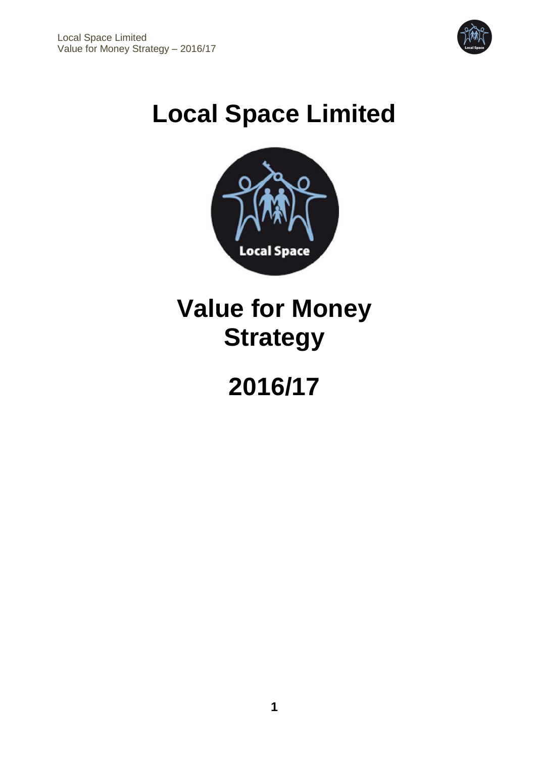# Local Space Limited

# Value for Money Strategy

# 2016/17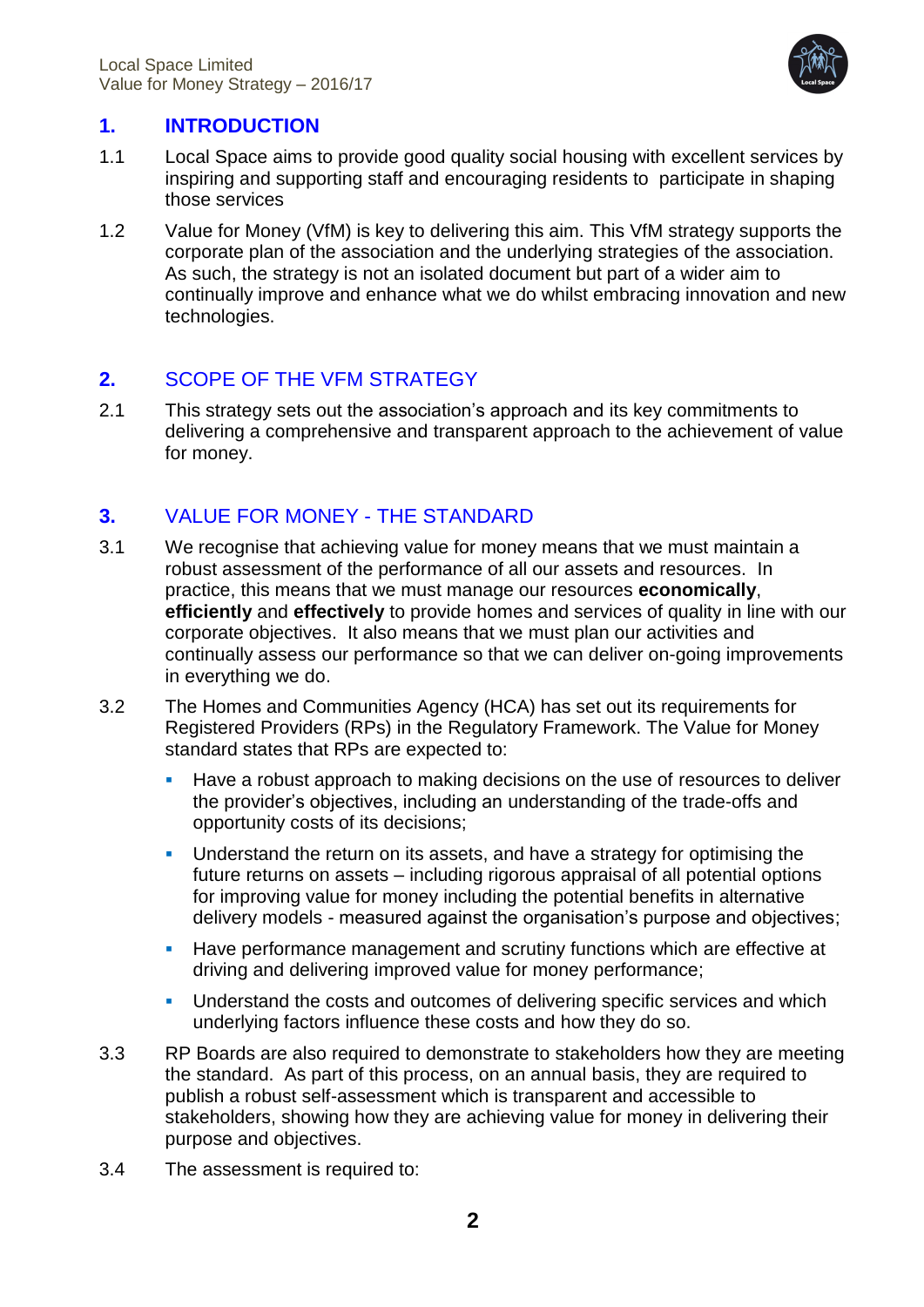## 1. INTRODUCTION

1.1 Local Space aims to provide good quality social housing with excellent services by inspiring and supporting staff and encouraging residents to participate in shaping those services

1.2 Value for Money (VfM) is key to delivering this aim. This VfM strategy supports the corporate plan of the association and the underlying strategies of the association. As such, the strategy is not an isolated document but part of a wider aim to continually improve and enhance what we do whilst embracing innovation and new technologies.

## 2. SCOPE OF THE VFM STRATEGY

2.1 This strategy sets out the association's approach and its key commitments to delivering a comprehensive and transparent approach to the achievement of value for money.

## 3. VALUE FOR MONEY - THE STANDARD

3.1 We recognise that achieving value for money means that we must maintain a robust assessment of the performance of all our assets and resources. In practice, this means that we must manage our resources **economically**, **efficiently** and **effectively** to provide homes and services of quality in line with our corporate objectives. It also means that we must plan our activities and continually assess our performance so that we can deliver on-going improvements in everything we do.

3.2 The Homes and Communities Agency (HCA) has set out its requirements for Registered Providers (RPs) in the Regulatory Framework. The Value for Money standard states that RPs are expected to:

- Have a robust approach to making decisions on the use of resources to deliver the provider's objectives, including an understanding of the trade-offs and opportunity costs of its decisions;
- Understand the return on its assets, and have a strategy for optimising the future returns on assets – including rigorous appraisal of all potential options for improving value for money including the potential benefits in alternative delivery models - measured against the organisation's purpose and objectives;
- Have performance management and scrutiny functions which are effective at driving and delivering improved value for money performance;
- Understand the costs and outcomes of delivering specific services and which underlying factors influence these costs and how they do so.

3.3 RP Boards are also required to demonstrate to stakeholders how they are meeting the standard. As part of this process, on an annual basis, they are required to publish a robust self-assessment which is transparent and accessible to stakeholders, showing how they are achieving value for money in delivering their purpose and objectives.

3.4 The assessment is required to: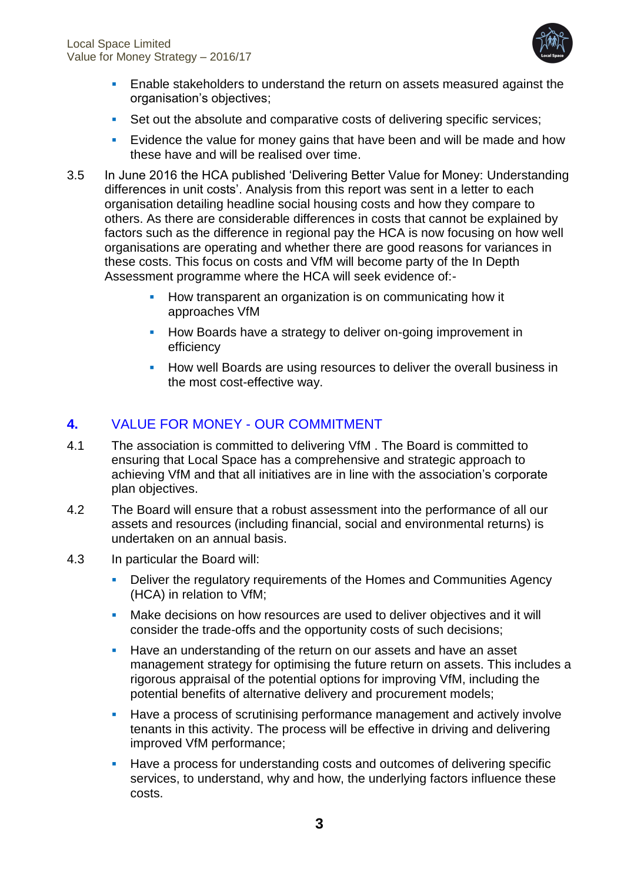- Enable stakeholders to understand the return on assets measured against the organisation's objectives;
- Set out the absolute and comparative costs of delivering specific services;
- Evidence the value for money gains that have been and will be made and how these have and will be realised over time.

3.5 In June 2016 the HCA published 'Delivering Better Value for Money: Understanding differences in unit costs'. Analysis from this report was sent in a letter to each organisation detailing headline social housing costs and how they compare to others. As there are considerable differences in costs that cannot be explained by factors such as the difference in regional pay the HCA is now focusing on how well organisations are operating and whether there are good reasons for variances in these costs. This focus on costs and VfM will become party of the In Depth Assessment programme where the HCA will seek evidence of:-

- How transparent an organization is on communicating how it approaches VfM
- How Boards have a strategy to deliver on-going improvement in efficiency
- How well Boards are using resources to deliver the overall business in the most cost-effective way.

## 4. VALUE FOR MONEY - OUR COMMITMENT

4.1 The association is committed to delivering VfM . The Board is committed to ensuring that Local Space has a comprehensive and strategic approach to achieving VfM and that all initiatives are in line with the association's corporate plan objectives.

4.2 The Board will ensure that a robust assessment into the performance of all our assets and resources (including financial, social and environmental returns) is undertaken on an annual basis.

4.3 In particular the Board will:

- Deliver the regulatory requirements of the Homes and Communities Agency (HCA) in relation to VfM;
- Make decisions on how resources are used to deliver objectives and it will consider the trade-offs and the opportunity costs of such decisions;
- Have an understanding of the return on our assets and have an asset management strategy for optimising the future return on assets. This includes a rigorous appraisal of the potential options for improving VfM, including the potential benefits of alternative delivery and procurement models;
- Have a process of scrutinising performance management and actively involve tenants in this activity. The process will be effective in driving and delivering improved VfM performance;
- Have a process for understanding costs and outcomes of delivering specific services, to understand, why and how, the underlying factors influence these costs.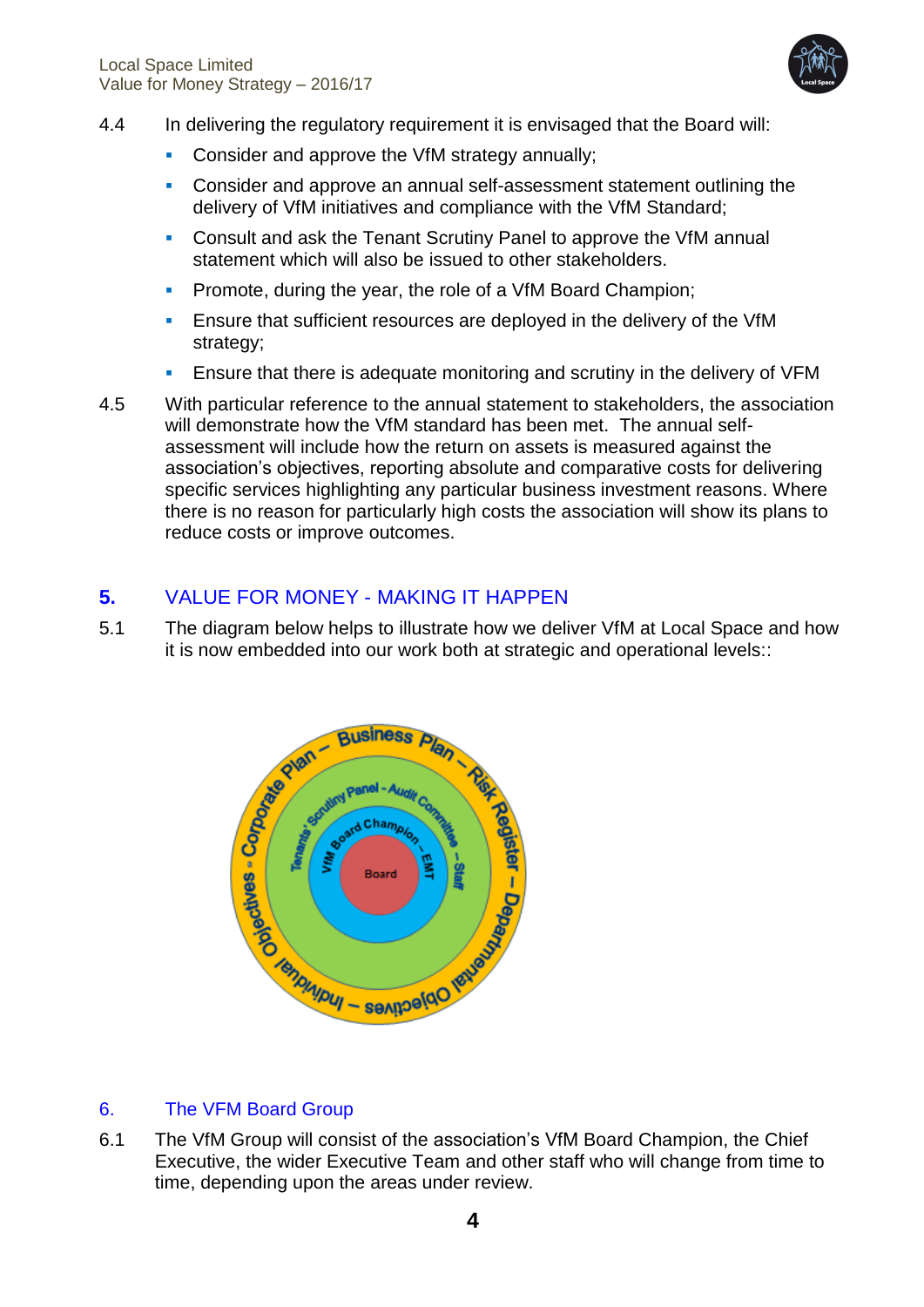4.4 In delivering the regulatory requirement it is envisaged that the Board will:

- Consider and approve the VfM strategy annually;
- Consider and approve an annual self-assessment statement outlining the delivery of VfM initiatives and compliance with the VfM Standard;
- Consult and ask the Tenant Scrutiny Panel to approve the VfM annual statement which will also be issued to other stakeholders.
- Promote, during the year, the role of a VfM Board Champion;
- Ensure that sufficient resources are deployed in the delivery of the VfM strategy;
- Ensure that there is adequate monitoring and scrutiny in the delivery of VFM

4.5 With particular reference to the annual statement to stakeholders, the association will demonstrate how the VfM standard has been met. The annual self-assessment will include how the return on assets is measured against the association's objectives, reporting absolute and comparative costs for delivering specific services highlighting any particular business investment reasons. Where there is no reason for particularly high costs the association will show its plans to reduce costs or improve outcomes.

## 5. VALUE FOR MONEY - MAKING IT HAPPEN

5.1 The diagram below helps to illustrate how we deliver VfM at Local Space and how it is now embedded into our work both at strategic and operational levels::

Business Plan – Risk Register – Departmental Objectives – Individual Objectives - Corporate Plan –

Tenants' Scrutiny Panel - Audit Committee – Staff

VfM Board Champion – EMT

Board

## 6. The VFM Board Group

6.1 The VfM Group will consist of the association's VfM Board Champion, the Chief Executive, the wider Executive Team and other staff who will change from time to time, depending upon the areas under review.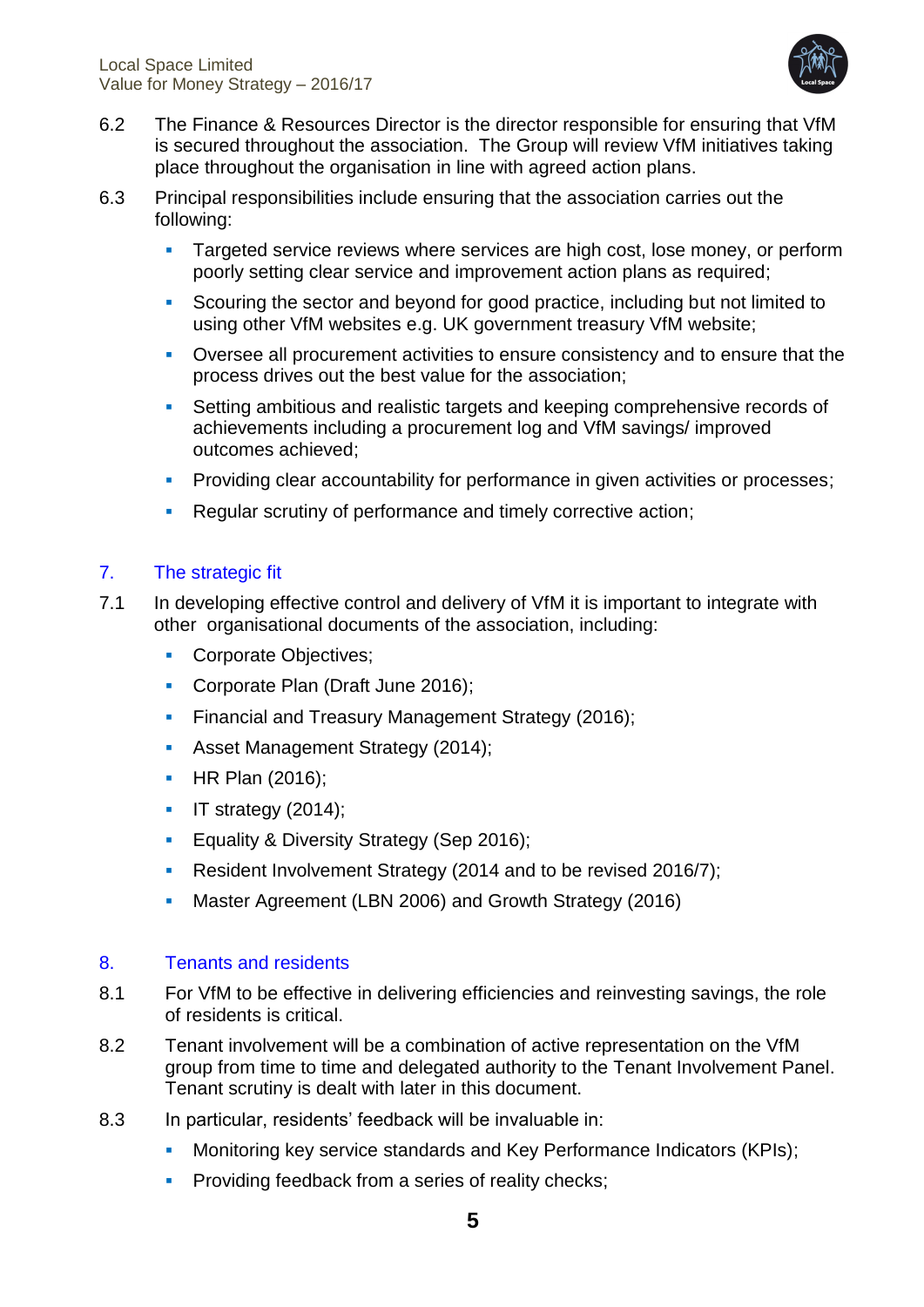6.2 The Finance & Resources Director is the director responsible for ensuring that VfM is secured throughout the association. The Group will review VfM initiatives taking place throughout the organisation in line with agreed action plans.

6.3 Principal responsibilities include ensuring that the association carries out the following:

- Targeted service reviews where services are high cost, lose money, or perform poorly setting clear service and improvement action plans as required;
- Scouring the sector and beyond for good practice, including but not limited to using other VfM websites e.g. UK government treasury VfM website;
- Oversee all procurement activities to ensure consistency and to ensure that the process drives out the best value for the association;
- Setting ambitious and realistic targets and keeping comprehensive records of achievements including a procurement log and VfM savings/ improved outcomes achieved;
- Providing clear accountability for performance in given activities or processes;
- Regular scrutiny of performance and timely corrective action;

## 7. The strategic fit

7.1 In developing effective control and delivery of VfM it is important to integrate with other organisational documents of the association, including:

- Corporate Objectives;
- Corporate Plan (Draft June 2016);
- Financial and Treasury Management Strategy (2016);
- Asset Management Strategy (2014);
- HR Plan (2016);
- IT strategy (2014);
- Equality & Diversity Strategy (Sep 2016);
- Resident Involvement Strategy (2014 and to be revised 2016/7);
- Master Agreement (LBN 2006) and Growth Strategy (2016)

## 8. Tenants and residents

8.1 For VfM to be effective in delivering efficiencies and reinvesting savings, the role of residents is critical.

8.2 Tenant involvement will be a combination of active representation on the VfM group from time to time and delegated authority to the Tenant Involvement Panel. Tenant scrutiny is dealt with later in this document.

8.3 In particular, residents' feedback will be invaluable in:

- Monitoring key service standards and Key Performance Indicators (KPIs);
- Providing feedback from a series of reality checks;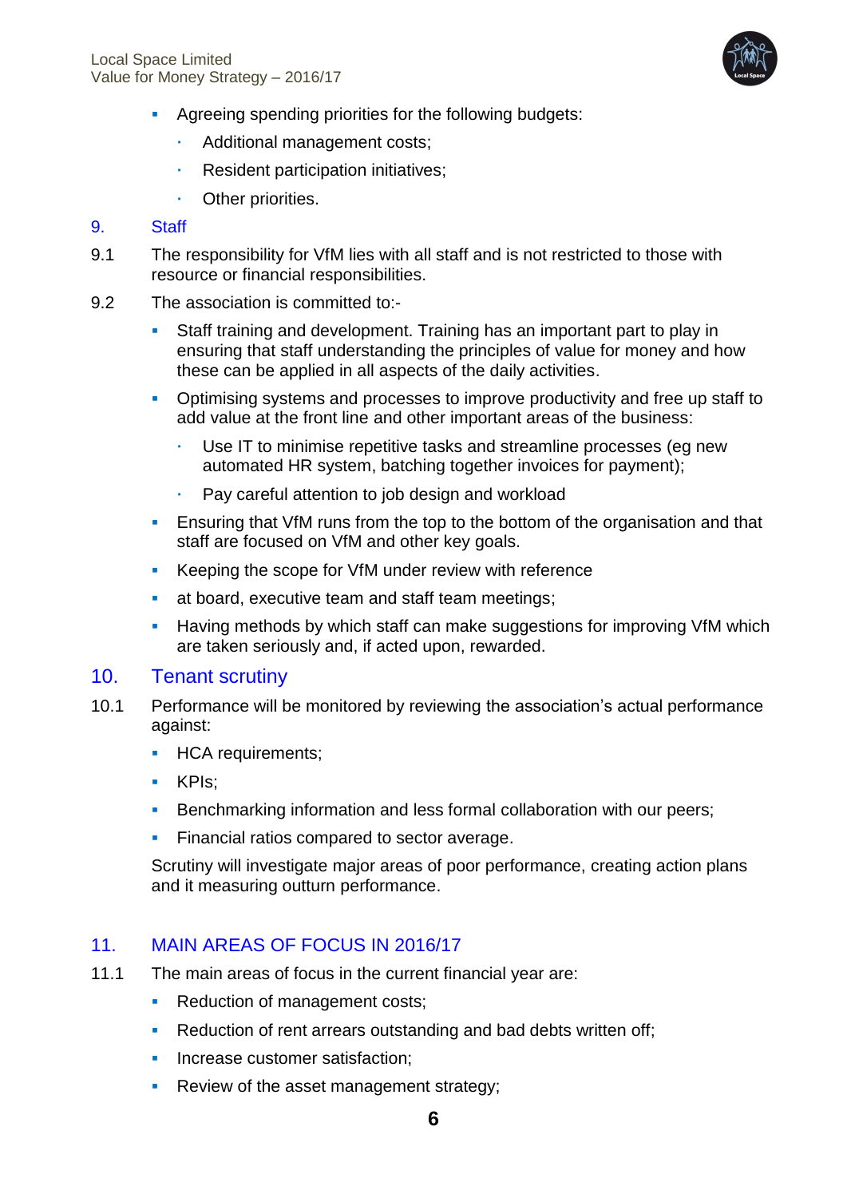- Agreeing spending priorities for the following budgets:
  - Additional management costs;
  - Resident participation initiatives;
  - Other priorities.

## 9. Staff

9.1 The responsibility for VfM lies with all staff and is not restricted to those with resource or financial responsibilities.

9.2 The association is committed to:-

- Staff training and development. Training has an important part to play in ensuring that staff understanding the principles of value for money and how these can be applied in all aspects of the daily activities.
- Optimising systems and processes to improve productivity and free up staff to add value at the front line and other important areas of the business:
  - Use IT to minimise repetitive tasks and streamline processes (eg new automated HR system, batching together invoices for payment);
  - Pay careful attention to job design and workload
- Ensuring that VfM runs from the top to the bottom of the organisation and that staff are focused on VfM and other key goals.
- Keeping the scope for VfM under review with reference
- at board, executive team and staff team meetings;
- Having methods by which staff can make suggestions for improving VfM which are taken seriously and, if acted upon, rewarded.

## 10. Tenant scrutiny

10.1 Performance will be monitored by reviewing the association's actual performance against:

- HCA requirements;
- KPIs;
- Benchmarking information and less formal collaboration with our peers;
- Financial ratios compared to sector average.

Scrutiny will investigate major areas of poor performance, creating action plans and it measuring outturn performance.

## 11. MAIN AREAS OF FOCUS IN 2016/17

11.1 The main areas of focus in the current financial year are:

- Reduction of management costs;
- Reduction of rent arrears outstanding and bad debts written off;
- Increase customer satisfaction;
- Review of the asset management strategy;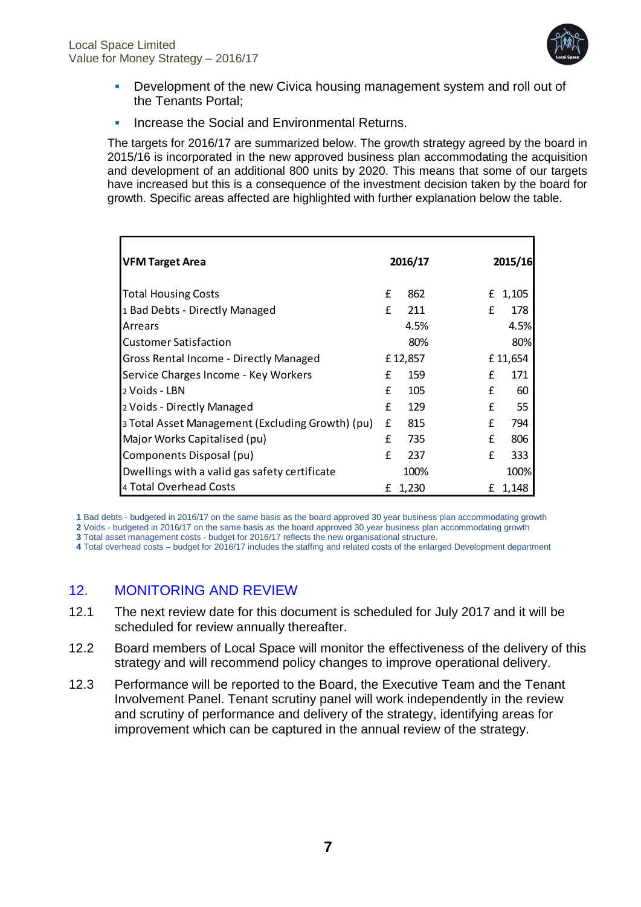- Development of the new Civica housing management system and roll out of the Tenants Portal;
- Increase the Social and Environmental Returns.

The targets for 2016/17 are summarized below. The growth strategy agreed by the board in 2015/16 is incorporated in the new approved business plan accommodating the acquisition and development of an additional 800 units by 2020. This means that some of our targets have increased but this is a consequence of the investment decision taken by the board for growth. Specific areas affected are highlighted with further explanation below the table.

| **VFM Target Area** | **2016/17** | **2015/16** |
|---|---|---|
| Total Housing Costs | £ 862 | £ 1,105 |
| 1 Bad Debts - Directly Managed | £ 211 | £ 178 |
| Arrears | 4.5% | 4.5% |
| Customer Satisfaction | 80% | 80% |
| Gross Rental Income - Directly Managed | £ 12,857 | £ 11,654 |
| Service Charges Income - Key Workers | £ 159 | £ 171 |
| 2 Voids - LBN | £ 105 | £ 60 |
| 2 Voids - Directly Managed | £ 129 | £ 55 |
| 3 Total Asset Management (Excluding Growth) (pu) | £ 815 | £ 794 |
| Major Works Capitalised (pu) | £ 735 | £ 806 |
| Components Disposal (pu) | £ 237 | £ 333 |
| Dwellings with a valid gas safety certificate | 100% | 100% |
| 4 Total Overhead Costs | £ 1,230 | £ 1,148 |

**1** Bad debts - budgeted in 2016/17 on the same basis as the board approved 30 year business plan accommodating growth
**2** Voids - budgeted in 2016/17 on the same basis as the board approved 30 year business plan accommodating growth
**3** Total asset management costs - budget for 2016/17 reflects the new organisational structure.
**4** Total overhead costs – budget for 2016/17 includes the staffing and related costs of the enlarged Development department

## 12. MONITORING AND REVIEW

12.1 The next review date for this document is scheduled for July 2017 and it will be scheduled for review annually thereafter.

12.2 Board members of Local Space will monitor the effectiveness of the delivery of this strategy and will recommend policy changes to improve operational delivery.

12.3 Performance will be reported to the Board, the Executive Team and the Tenant Involvement Panel. Tenant scrutiny panel will work independently in the review and scrutiny of performance and delivery of the strategy, identifying areas for improvement which can be captured in the annual review of the strategy.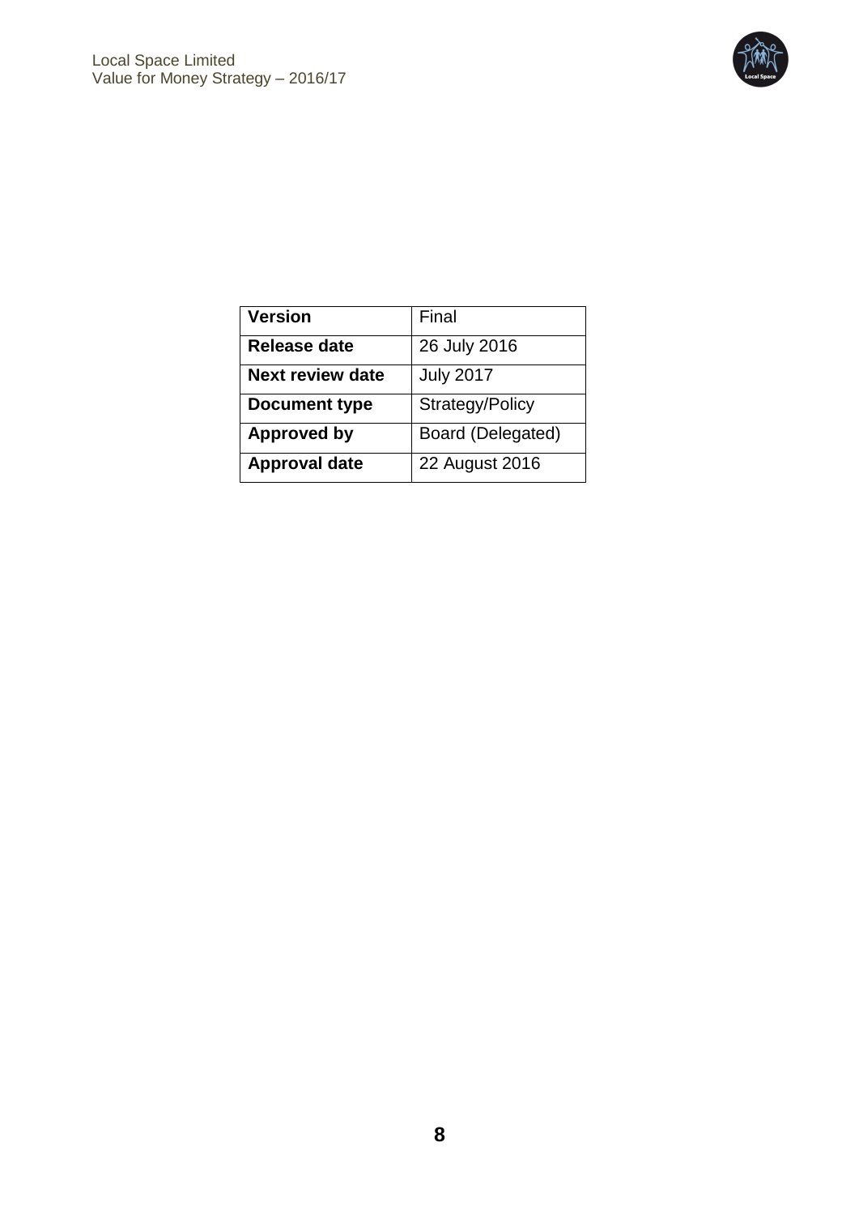| | |
|---|---|
| **Version** | Final |
| **Release date** | 26 July 2016 |
| **Next review date** | July 2017 |
| **Document type** | Strategy/Policy |
| **Approved by** | Board (Delegated) |
| **Approval date** | 22 August 2016 |